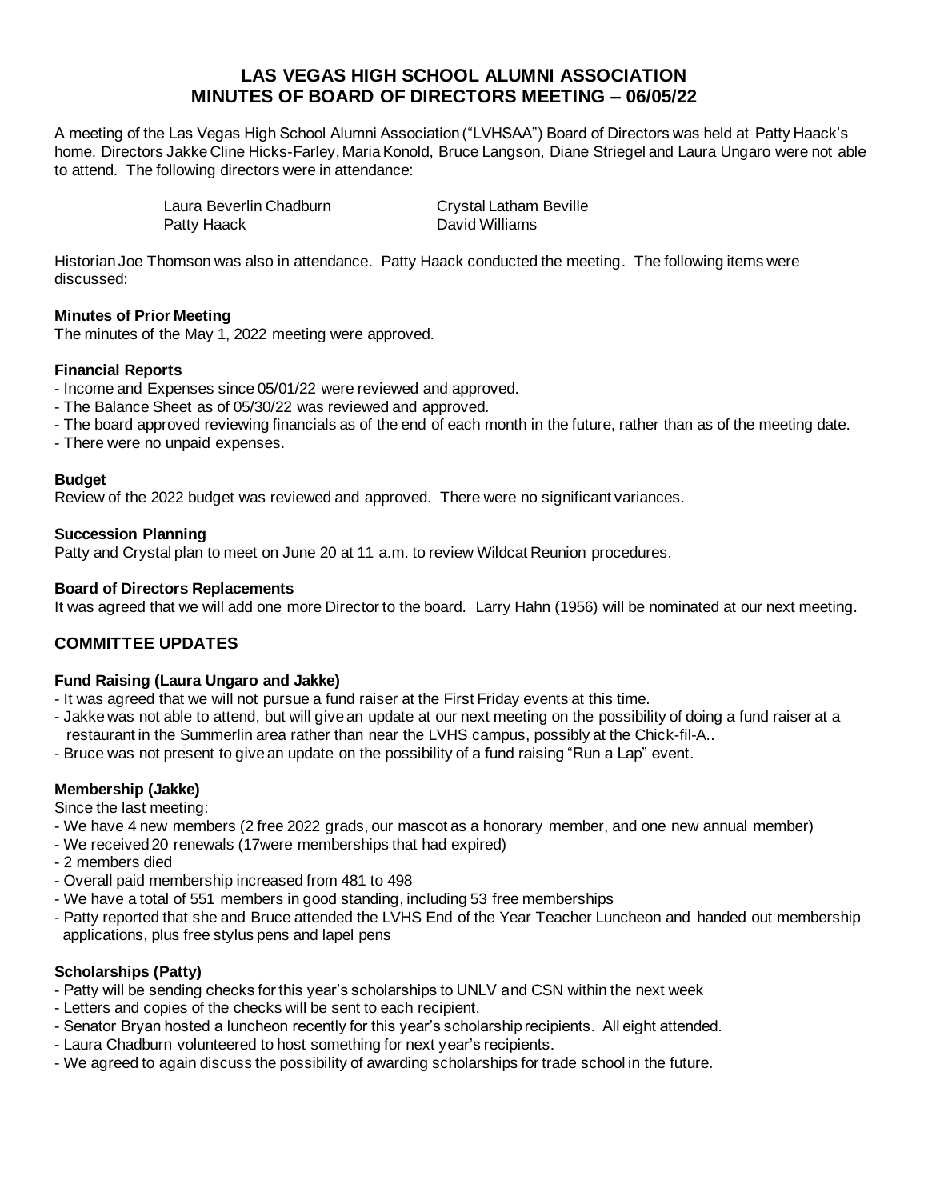# LAS VEGAS HIGH SCHOOL ALUMNI ASSOCIATION
# MINUTES OF BOARD OF DIRECTORS MEETING – 06/05/22

A meeting of the Las Vegas High School Alumni Association ("LVHSAA") Board of Directors was held at Patty Haack's home. Directors Jakke Cline Hicks-Farley, Maria Konold, Bruce Langson, Diane Striegel and Laura Ungaro were not able to attend. The following directors were in attendance:

| | |
|---|---|
| Laura Beverlin Chadburn | Crystal Latham Beville |
| Patty Haack | David Williams |

Historian Joe Thomson was also in attendance. Patty Haack conducted the meeting. The following items were discussed:

**Minutes of Prior Meeting**

The minutes of the May 1, 2022 meeting were approved.

**Financial Reports**

- Income and Expenses since 05/01/22 were reviewed and approved.
- The Balance Sheet as of 05/30/22 was reviewed and approved.
- The board approved reviewing financials as of the end of each month in the future, rather than as of the meeting date.
- There were no unpaid expenses.

**Budget**

Review of the 2022 budget was reviewed and approved. There were no significant variances.

**Succession Planning**

Patty and Crystal plan to meet on June 20 at 11 a.m. to review Wildcat Reunion procedures.

**Board of Directors Replacements**

It was agreed that we will add one more Director to the board. Larry Hahn (1956) will be nominated at our next meeting.

## COMMITTEE UPDATES

**Fund Raising (Laura Ungaro and Jakke)**

- It was agreed that we will not pursue a fund raiser at the First Friday events at this time.
- Jakke was not able to attend, but will give an update at our next meeting on the possibility of doing a fund raiser at a restaurant in the Summerlin area rather than near the LVHS campus, possibly at the Chick-fil-A..
- Bruce was not present to give an update on the possibility of a fund raising "Run a Lap" event.

**Membership (Jakke)**

Since the last meeting:

- We have 4 new members (2 free 2022 grads, our mascot as a honorary member, and one new annual member)
- We received 20 renewals (17were memberships that had expired)
- 2 members died
- Overall paid membership increased from 481 to 498
- We have a total of 551 members in good standing, including 53 free memberships
- Patty reported that she and Bruce attended the LVHS End of the Year Teacher Luncheon and handed out membership applications, plus free stylus pens and lapel pens

**Scholarships (Patty)**

- Patty will be sending checks for this year's scholarships to UNLV and CSN within the next week
- Letters and copies of the checks will be sent to each recipient.
- Senator Bryan hosted a luncheon recently for this year's scholarship recipients. All eight attended.
- Laura Chadburn volunteered to host something for next year's recipients.
- We agreed to again discuss the possibility of awarding scholarships for trade school in the future.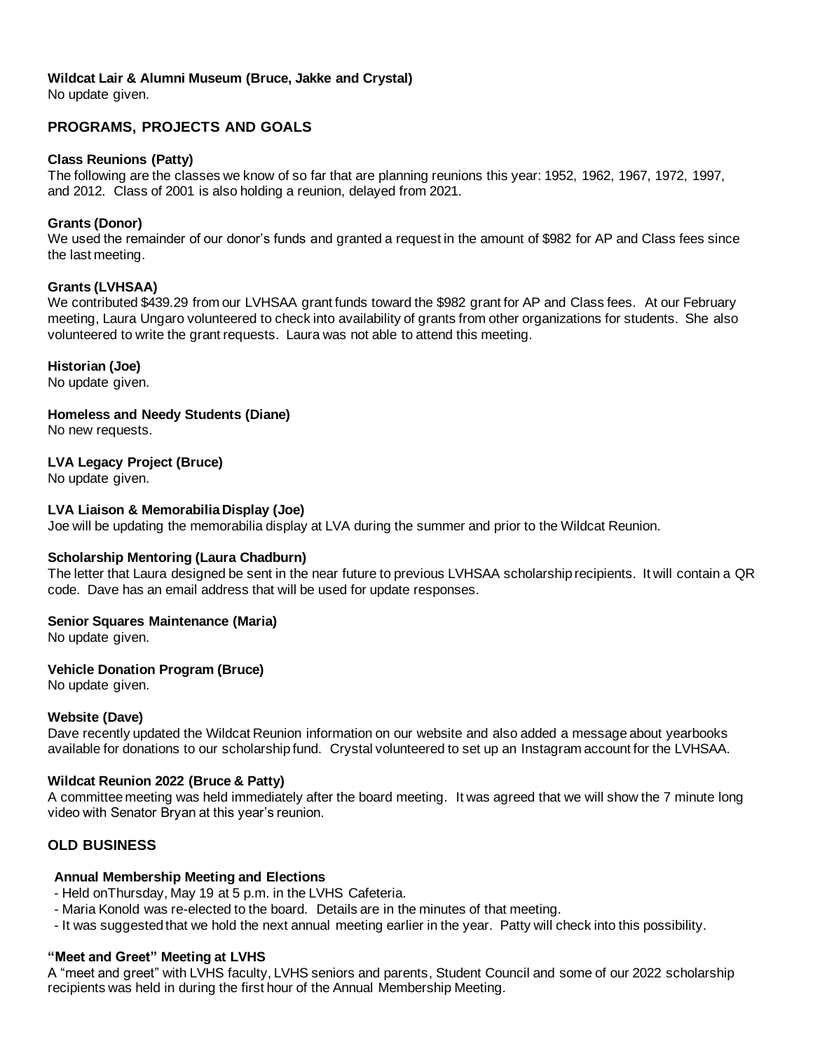**Wildcat Lair & Alumni Museum (Bruce, Jakke and Crystal)**
No update given.

## PROGRAMS, PROJECTS AND GOALS

**Class Reunions (Patty)**
The following are the classes we know of so far that are planning reunions this year: 1952, 1962, 1967, 1972, 1997, and 2012. Class of 2001 is also holding a reunion, delayed from 2021.

**Grants (Donor)**
We used the remainder of our donor's funds and granted a request in the amount of $982 for AP and Class fees since the last meeting.

**Grants (LVHSAA)**
We contributed $439.29 from our LVHSAA grant funds toward the $982 grant for AP and Class fees. At our February meeting, Laura Ungaro volunteered to check into availability of grants from other organizations for students. She also volunteered to write the grant requests. Laura was not able to attend this meeting.

**Historian (Joe)**
No update given.

**Homeless and Needy Students (Diane)**
No new requests.

**LVA Legacy Project (Bruce)**
No update given.

**LVA Liaison & Memorabilia Display (Joe)**
Joe will be updating the memorabilia display at LVA during the summer and prior to the Wildcat Reunion.

**Scholarship Mentoring (Laura Chadburn)**
The letter that Laura designed be sent in the near future to previous LVHSAA scholarship recipients. It will contain a QR code. Dave has an email address that will be used for update responses.

**Senior Squares Maintenance (Maria)**
No update given.

**Vehicle Donation Program (Bruce)**
No update given.

**Website (Dave)**
Dave recently updated the Wildcat Reunion information on our website and also added a message about yearbooks available for donations to our scholarship fund. Crystal volunteered to set up an Instagram account for the LVHSAA.

**Wildcat Reunion 2022 (Bruce & Patty)**
A committee meeting was held immediately after the board meeting. It was agreed that we will show the 7 minute long video with Senator Bryan at this year's reunion.

## OLD BUSINESS

**Annual Membership Meeting and Elections**
- Held onThursday, May 19 at 5 p.m. in the LVHS Cafeteria.
- Maria Konold was re-elected to the board. Details are in the minutes of that meeting.
- It was suggested that we hold the next annual meeting earlier in the year. Patty will check into this possibility.

**"Meet and Greet" Meeting at LVHS**
A "meet and greet" with LVHS faculty, LVHS seniors and parents, Student Council and some of our 2022 scholarship recipients was held in during the first hour of the Annual Membership Meeting.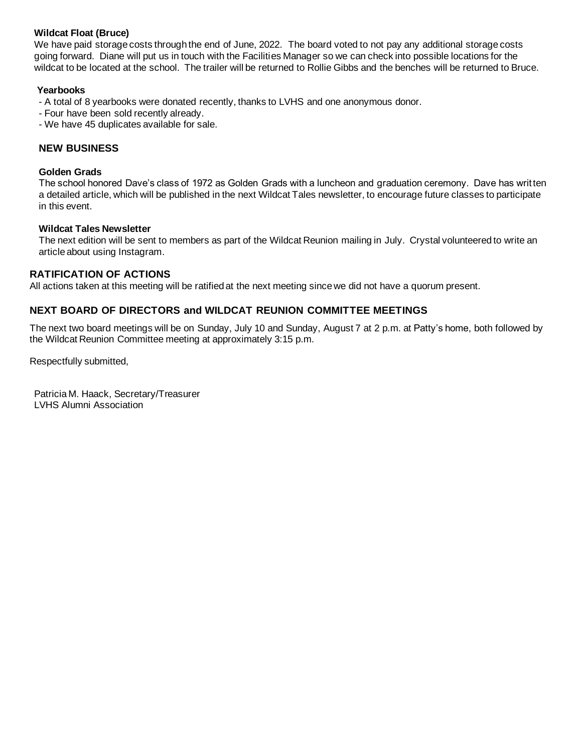#### Wildcat Float (Bruce)

We have paid storage costs through the end of June, 2022. The board voted to not pay any additional storage costs going forward. Diane will put us in touch with the Facilities Manager so we can check into possible locations for the wildcat to be located at the school. The trailer will be returned to Rollie Gibbs and the benches will be returned to Bruce.

#### Yearbooks

- A total of 8 yearbooks were donated recently, thanks to LVHS and one anonymous donor.
- Four have been sold recently already.
- We have 45 duplicates available for sale.

### NEW BUSINESS

#### Golden Grads

The school honored Dave's class of 1972 as Golden Grads with a luncheon and graduation ceremony. Dave has written a detailed article, which will be published in the next Wildcat Tales newsletter, to encourage future classes to participate in this event.

#### Wildcat Tales Newsletter

The next edition will be sent to members as part of the Wildcat Reunion mailing in July. Crystal volunteered to write an article about using Instagram.

### RATIFICATION OF ACTIONS

All actions taken at this meeting will be ratified at the next meeting since we did not have a quorum present.

### NEXT BOARD OF DIRECTORS and WILDCAT REUNION COMMITTEE MEETINGS

The next two board meetings will be on Sunday, July 10 and Sunday, August 7 at 2 p.m. at Patty's home, both followed by the Wildcat Reunion Committee meeting at approximately 3:15 p.m.

Respectfully submitted,

Patricia M. Haack, Secretary/Treasurer
LVHS Alumni Association